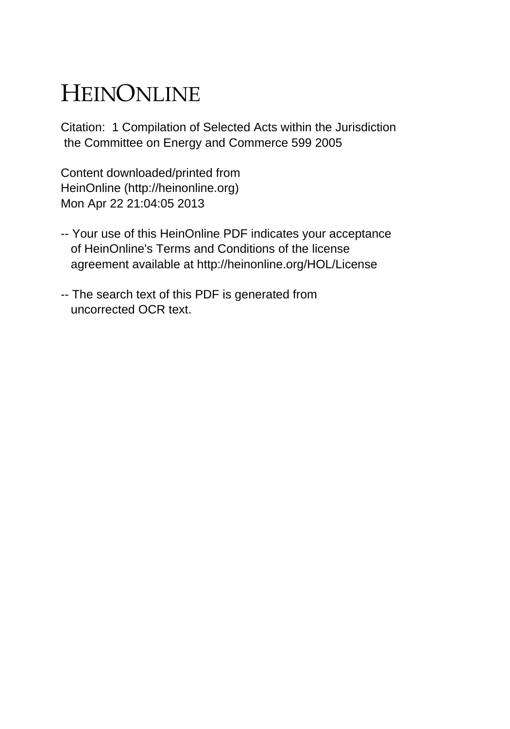# HEINONLINE

Citation: 1 Compilation of Selected Acts within the Jurisdiction
the Committee on Energy and Commerce 599 2005

Content downloaded/printed from
HeinOnline (http://heinonline.org)
Mon Apr 22 21:04:05 2013

-- Your use of this HeinOnline PDF indicates your acceptance
of HeinOnline's Terms and Conditions of the license
agreement available at http://heinonline.org/HOL/License

-- The search text of this PDF is generated from
uncorrected OCR text.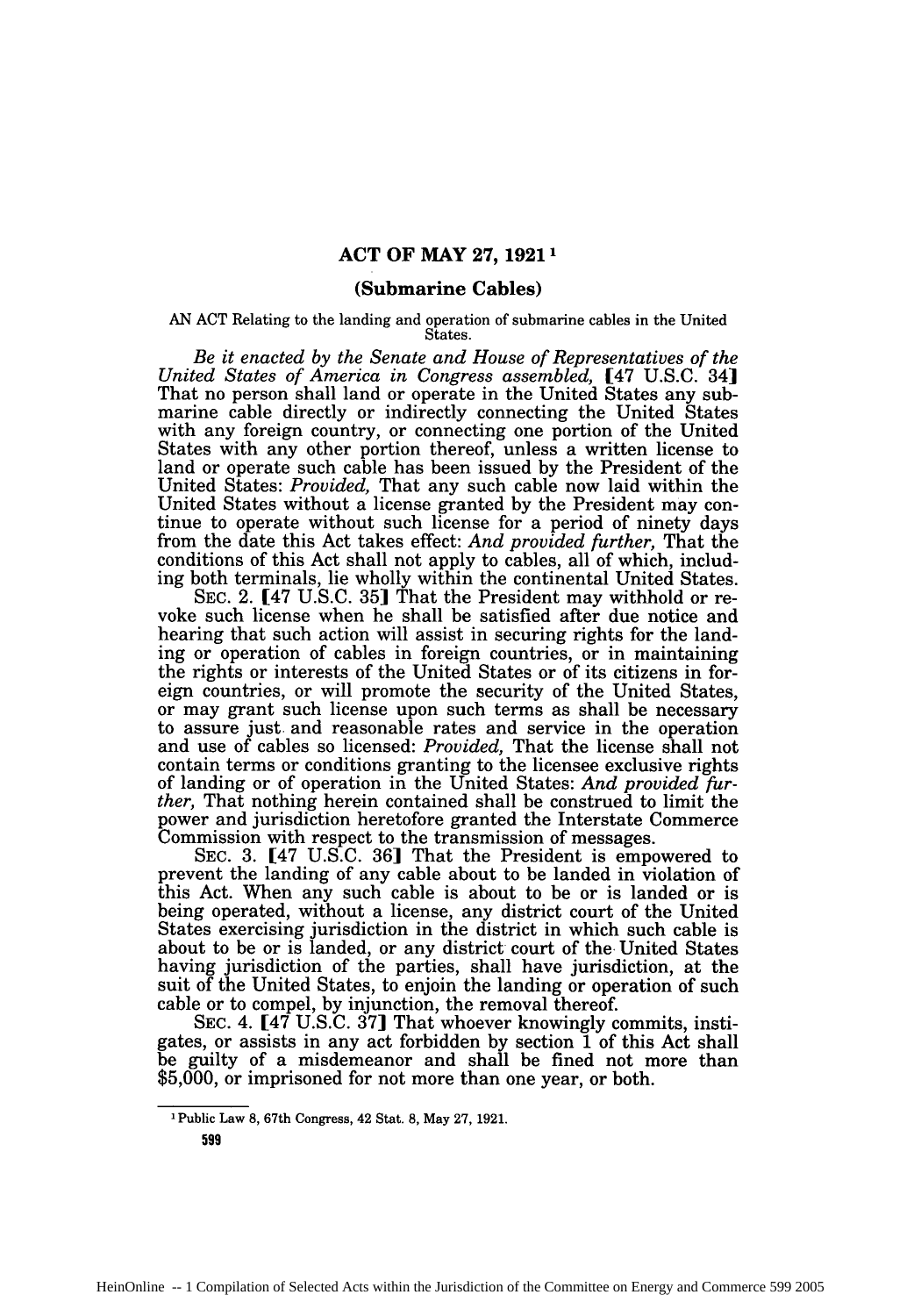## ACT OF MAY 27, 1921[1]

### (Submarine Cables)

AN ACT Relating to the landing and operation of submarine cables in the United States.

*Be it enacted by the Senate and House of Representatives of the United States of America in Congress assembled,* [47 U.S.C. 34] That no person shall land or operate in the United States any submarine cable directly or indirectly connecting the United States with any foreign country, or connecting one portion of the United States with any other portion thereof, unless a written license to land or operate such cable has been issued by the President of the United States: *Provided,* That any such cable now laid within the United States without a license granted by the President may continue to operate without such license for a period of ninety days from the date this Act takes effect: *And provided further,* That the conditions of this Act shall not apply to cables, all of which, including both terminals, lie wholly within the continental United States.

SEC. 2. [47 U.S.C. 35] That the President may withhold or revoke such license when he shall be satisfied after due notice and hearing that such action will assist in securing rights for the landing or operation of cables in foreign countries, or in maintaining the rights or interests of the United States or of its citizens in foreign countries, or will promote the security of the United States, or may grant such license upon such terms as shall be necessary to assure just and reasonable rates and service in the operation and use of cables so licensed: *Provided,* That the license shall not contain terms or conditions granting to the licensee exclusive rights of landing or of operation in the United States: *And provided further,* That nothing herein contained shall be construed to limit the power and jurisdiction heretofore granted the Interstate Commerce Commission with respect to the transmission of messages.

SEC. 3. [47 U.S.C. 36] That the President is empowered to prevent the landing of any cable about to be landed in violation of this Act. When any such cable is about to be or is landed or is being operated, without a license, any district court of the United States exercising jurisdiction in the district in which such cable is about to be or is landed, or any district court of the United States having jurisdiction of the parties, shall have jurisdiction, at the suit of the United States, to enjoin the landing or operation of such cable or to compel, by injunction, the removal thereof.

SEC. 4. [47 U.S.C. 37] That whoever knowingly commits, instigates, or assists in any act forbidden by section 1 of this Act shall be guilty of a misdemeanor and shall be fined not more than $5,000, or imprisoned for not more than one year, or both.

---

[1] Public Law 8, 67th Congress, 42 Stat. 8, May 27, 1921.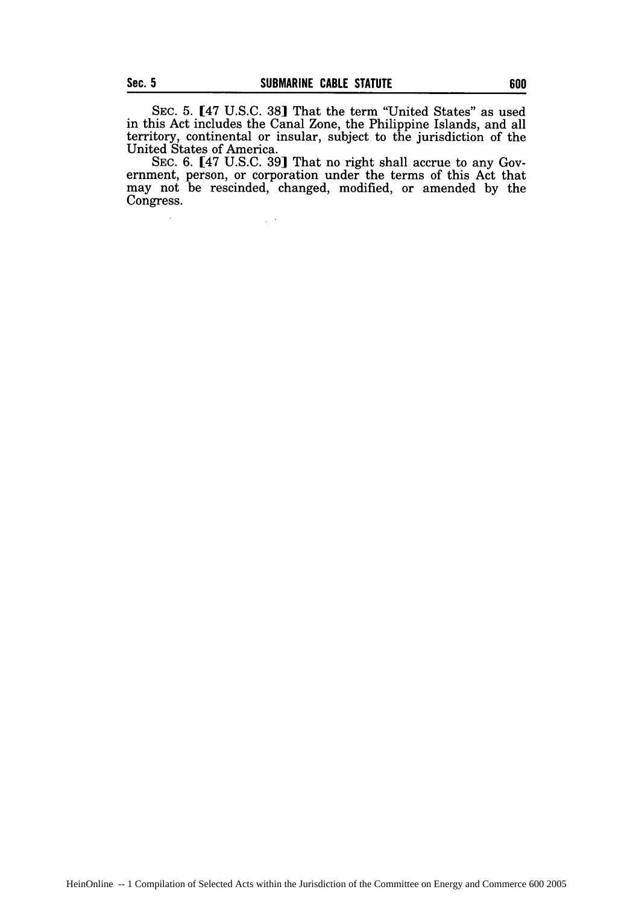SEC. 5. [47 U.S.C. 38] That the term "United States" as used in this Act includes the Canal Zone, the Philippine Islands, and all territory, continental or insular, subject to the jurisdiction of the United States of America.

SEC. 6. [47 U.S.C. 39] That no right shall accrue to any Government, person, or corporation under the terms of this Act that may not be rescinded, changed, modified, or amended by the Congress.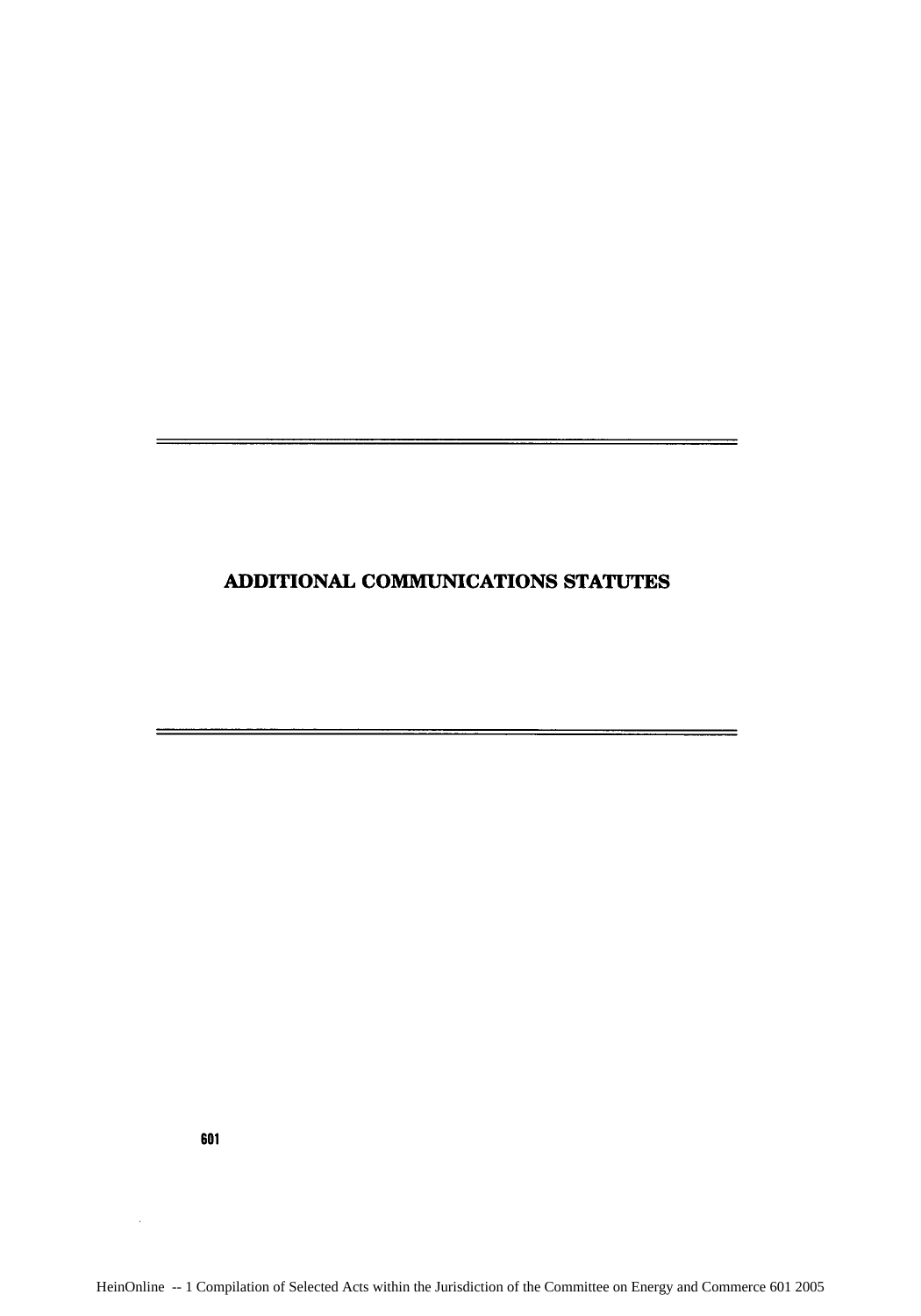# ADDITIONAL COMMUNICATIONS STATUTES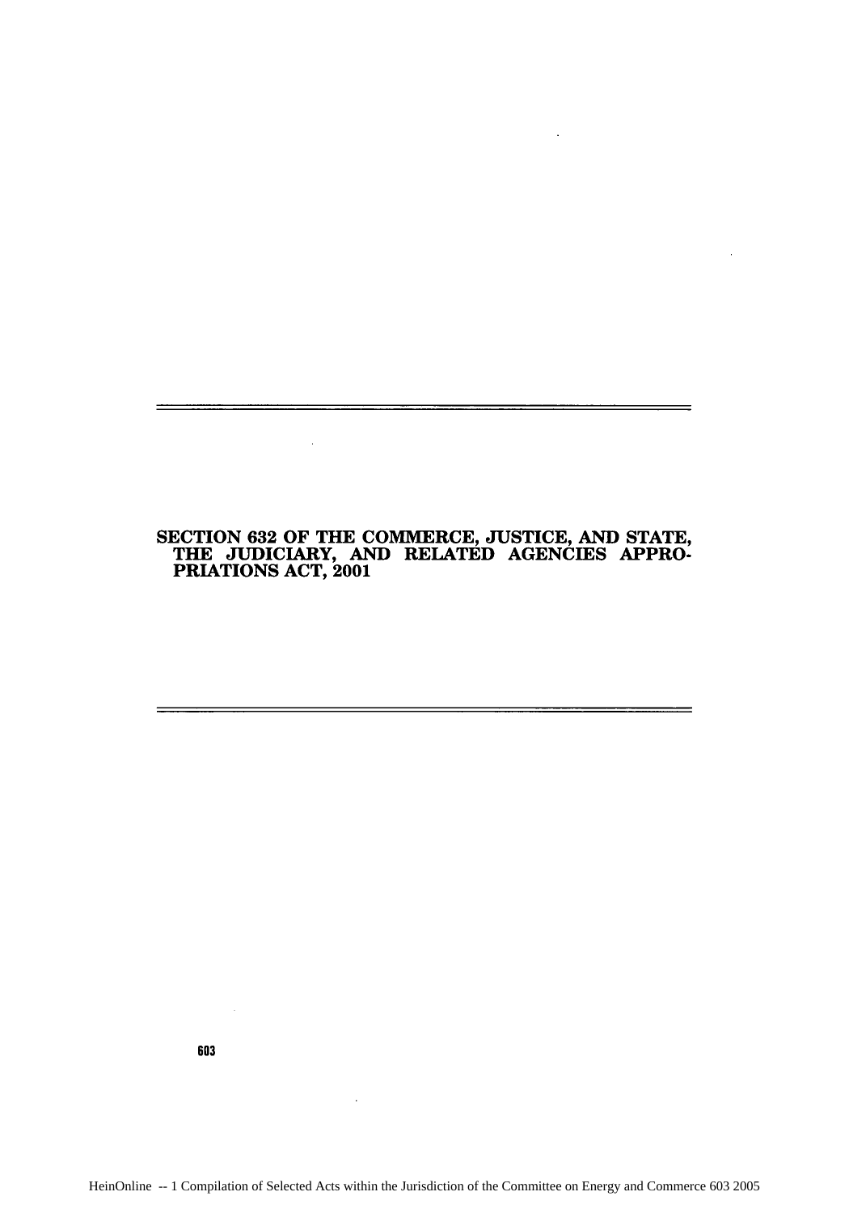# SECTION 632 OF THE COMMERCE, JUSTICE, AND STATE, THE JUDICIARY, AND RELATED AGENCIES APPROPRIATIONS ACT, 2001